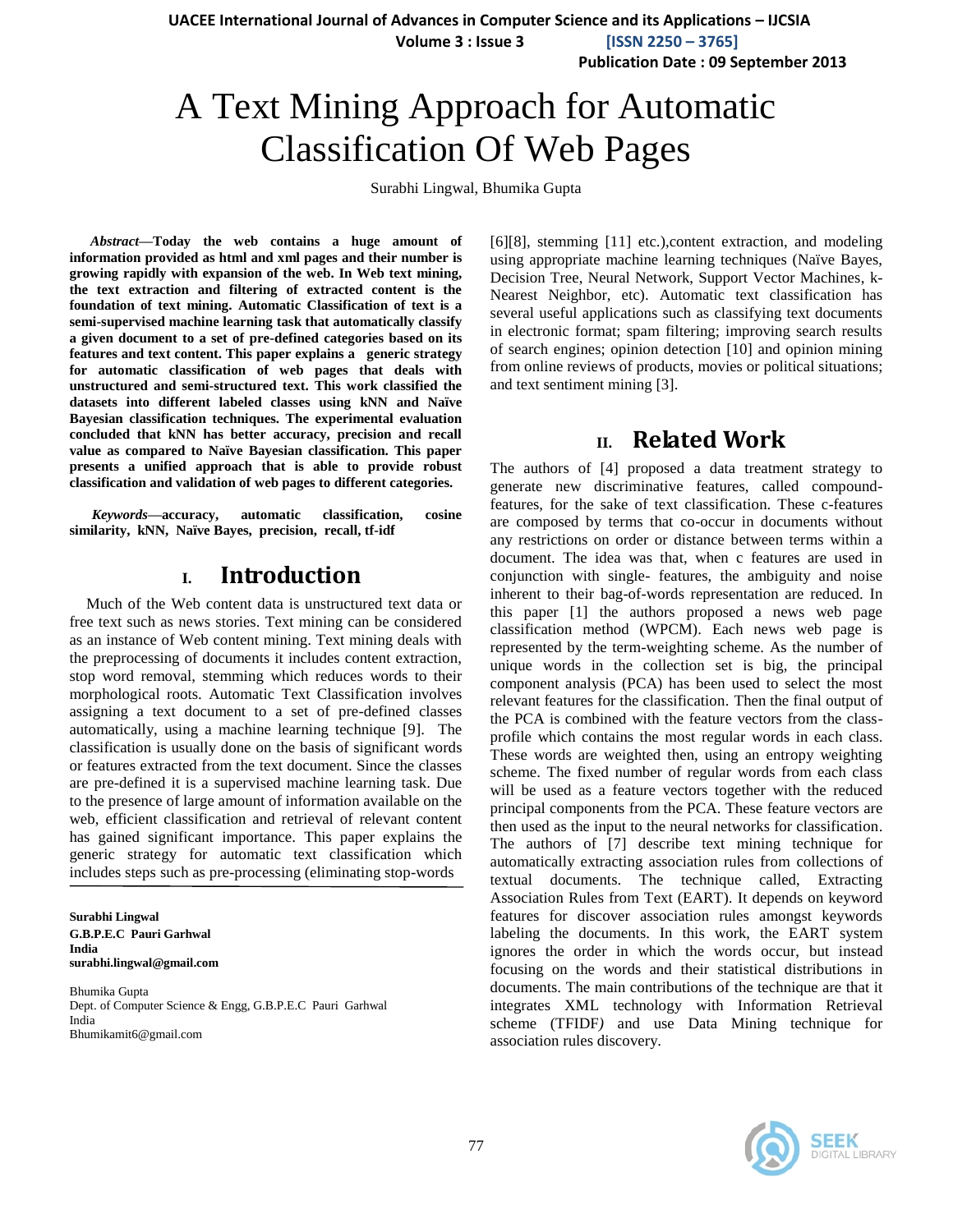# A Text Mining Approach for Automatic Classification Of Web Pages

Surabhi Lingwal, Bhumika Gupta

***Abstract*—Today the web contains a huge amount of information provided as html and xml pages and their number is growing rapidly with expansion of the web. In Web text mining, the text extraction and filtering of extracted content is the foundation of text mining. Automatic Classification of text is a semi-supervised machine learning task that automatically classify a given document to a set of pre-defined categories based on its features and text content. This paper explains a generic strategy for automatic classification of web pages that deals with unstructured and semi-structured text. This work classified the datasets into different labeled classes using kNN and Naïve Bayesian classification techniques. The experimental evaluation concluded that kNN has better accuracy, precision and recall value as compared to Naïve Bayesian classification. This paper presents a unified approach that is able to provide robust classification and validation of web pages to different categories.**

***Keywords*—accuracy, automatic classification, cosine similarity, kNN, Naïve Bayes, precision, recall, tf-idf**

## I. Introduction

Much of the Web content data is unstructured text data or free text such as news stories. Text mining can be considered as an instance of Web content mining. Text mining deals with the preprocessing of documents it includes content extraction, stop word removal, stemming which reduces words to their morphological roots. Automatic Text Classification involves assigning a text document to a set of pre-defined classes automatically, using a machine learning technique [9]. The classification is usually done on the basis of significant words or features extracted from the text document. Since the classes are pre-defined it is a supervised machine learning task. Due to the presence of large amount of information available on the web, efficient classification and retrieval of relevant content has gained significant importance. This paper explains the generic strategy for automatic text classification which includes steps such as pre-processing (eliminating stop-words [6][8], stemming [11] etc.),content extraction, and modeling using appropriate machine learning techniques (Naïve Bayes, Decision Tree, Neural Network, Support Vector Machines, k-Nearest Neighbor, etc). Automatic text classification has several useful applications such as classifying text documents in electronic format; spam filtering; improving search results of search engines; opinion detection [10] and opinion mining from online reviews of products, movies or political situations; and text sentiment mining [3].

**Surabhi Lingwal**
**G.B.P.E.C Pauri Garhwal**
**India**
**surabhi.lingwal@gmail.com**

Bhumika Gupta
Dept. of Computer Science & Engg, G.B.P.E.C Pauri Garhwal
India
Bhumikamit6@gmail.com

## II. Related Work

The authors of [4] proposed a data treatment strategy to generate new discriminative features, called compound-features, for the sake of text classification. These c-features are composed by terms that co-occur in documents without any restrictions on order or distance between terms within a document. The idea was that, when c features are used in conjunction with single- features, the ambiguity and noise inherent to their bag-of-words representation are reduced. In this paper [1] the authors proposed a news web page classification method (WPCM). Each news web page is represented by the term-weighting scheme. As the number of unique words in the collection set is big, the principal component analysis (PCA) has been used to select the most relevant features for the classification. Then the final output of the PCA is combined with the feature vectors from the class-profile which contains the most regular words in each class. These words are weighted then, using an entropy weighting scheme. The fixed number of regular words from each class will be used as a feature vectors together with the reduced principal components from the PCA. These feature vectors are then used as the input to the neural networks for classification. The authors of [7] describe text mining technique for automatically extracting association rules from collections of textual documents. The technique called, Extracting Association Rules from Text (EART). It depends on keyword features for discover association rules amongst keywords labeling the documents. In this work, the EART system ignores the order in which the words occur, but instead focusing on the words and their statistical distributions in documents. The main contributions of the technique are that it integrates XML technology with Information Retrieval scheme (TFIDF) and use Data Mining technique for association rules discovery.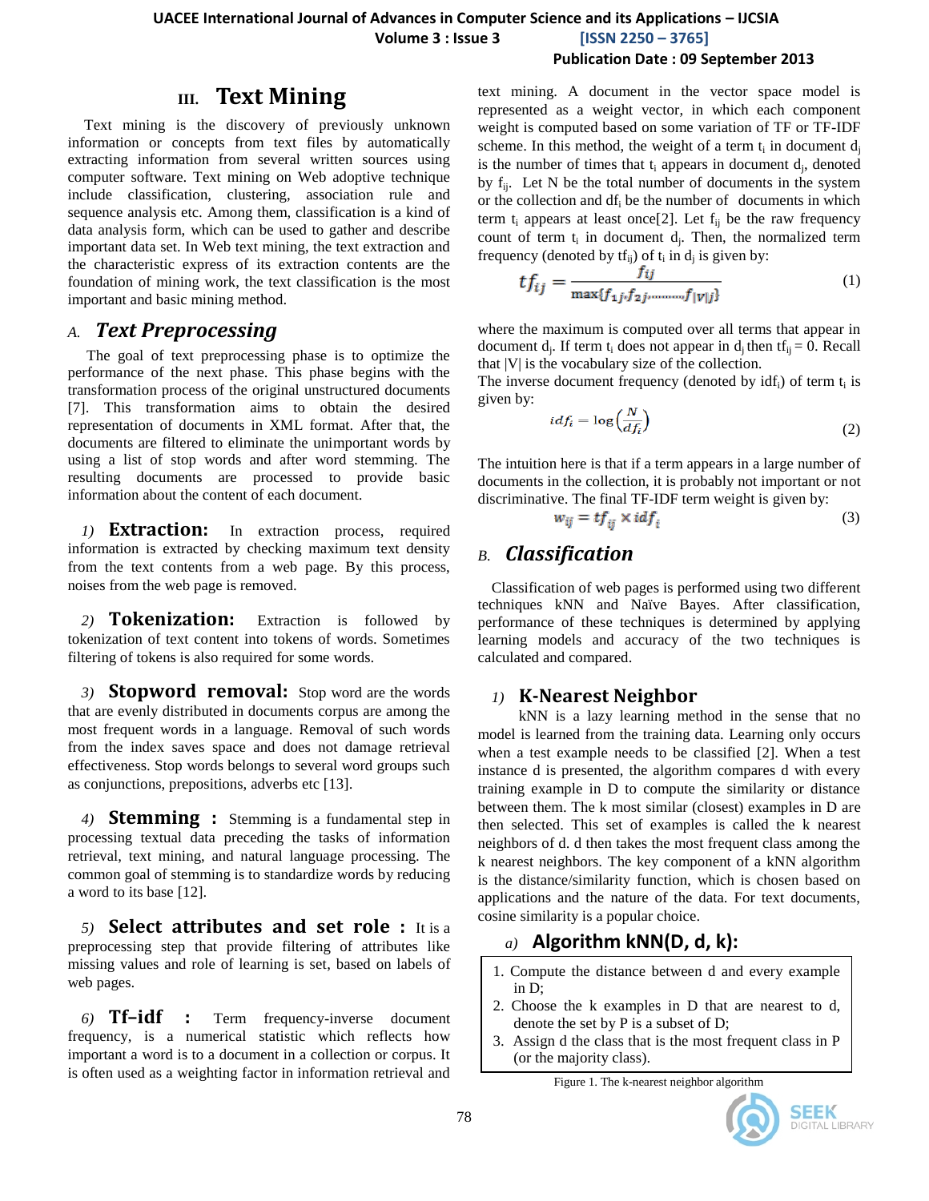## III. Text Mining

Text mining is the discovery of previously unknown information or concepts from text files by automatically extracting information from several written sources using computer software. Text mining on Web adoptive technique include classification, clustering, association rule and sequence analysis etc. Among them, classification is a kind of data analysis form, which can be used to gather and describe important data set. In Web text mining, the text extraction and the characteristic express of its extraction contents are the foundation of mining work, the text classification is the most important and basic mining method.

### A. Text Preprocessing

The goal of text preprocessing phase is to optimize the performance of the next phase. This phase begins with the transformation process of the original unstructured documents [7]. This transformation aims to obtain the desired representation of documents in XML format. After that, the documents are filtered to eliminate the unimportant words by using a list of stop words and after word stemming. The resulting documents are processed to provide basic information about the content of each document.

*1)* **Extraction:** In extraction process, required information is extracted by checking maximum text density from the text contents from a web page. By this process, noises from the web page is removed.

*2)* **Tokenization:** Extraction is followed by tokenization of text content into tokens of words. Sometimes filtering of tokens is also required for some words.

*3)* **Stopword removal:** Stop word are the words that are evenly distributed in documents corpus are among the most frequent words in a language. Removal of such words from the index saves space and does not damage retrieval effectiveness. Stop words belongs to several word groups such as conjunctions, prepositions, adverbs etc [13].

*4)* **Stemming :** Stemming is a fundamental step in processing textual data preceding the tasks of information retrieval, text mining, and natural language processing. The common goal of stemming is to standardize words by reducing a word to its base [12].

*5)* **Select attributes and set role :** It is a preprocessing step that provide filtering of attributes like missing values and role of learning is set, based on labels of web pages.

*6)* **Tf–idf :** Term frequency-inverse document frequency, is a numerical statistic which reflects how important a word is to a document in a collection or corpus. It is often used as a weighting factor in information retrieval and text mining. A document in the vector space model is represented as a weight vector, in which each component weight is computed based on some variation of TF or TF-IDF scheme. In this method, the weight of a term $t_i$ in document $d_j$ is the number of times that $t_i$ appears in document $d_j$, denoted by $f_{ij}$. Let N be the total number of documents in the system or the collection and $df_i$ be the number of documents in which term $t_i$ appears at least once[2]. Let $f_{ij}$ be the raw frequency count of term $t_i$ in document $d_j$. Then, the normalized term frequency (denoted by $tf_{ij}$) of $t_i$ in $d_j$ is given by:

$$tf_{ij} = \frac{f_{ij}}{\max\{f_{1j}, f_{2j}, \ldots\ldots\ldots, f_{|V|j}\}} \tag{1}$$

where the maximum is computed over all terms that appear in document $d_j$. If term $t_i$ does not appear in $d_j$ then $tf_{ij} = 0$. Recall that $|V|$ is the vocabulary size of the collection.

The inverse document frequency (denoted by $idf_i$) of term $t_i$ is given by:

$$idf_i = \log\left(\frac{N}{df_i}\right) \tag{2}$$

The intuition here is that if a term appears in a large number of documents in the collection, it is probably not important or not discriminative. The final TF-IDF term weight is given by:

$$w_{ij} = tf_{ij} \times idf_i \tag{3}$$

### B. Classification

Classification of web pages is performed using two different techniques kNN and Naïve Bayes. After classification, performance of these techniques is determined by applying learning models and accuracy of the two techniques is calculated and compared.

#### 1) K-Nearest Neighbor

kNN is a lazy learning method in the sense that no model is learned from the training data. Learning only occurs when a test example needs to be classified [2]. When a test instance d is presented, the algorithm compares d with every training example in D to compute the similarity or distance between them. The k most similar (closest) examples in D are then selected. This set of examples is called the k nearest neighbors of d. d then takes the most frequent class among the k nearest neighbors. The key component of a kNN algorithm is the distance/similarity function, which is chosen based on applications and the nature of the data. For text documents, cosine similarity is a popular choice.

##### a) Algorithm kNN(D, d, k):

1. Compute the distance between d and every example in D;
2. Choose the k examples in D that are nearest to d, denote the set by P is a subset of D;
3. Assign d the class that is the most frequent class in P (or the majority class).

Figure 1. The k-nearest neighbor algorithm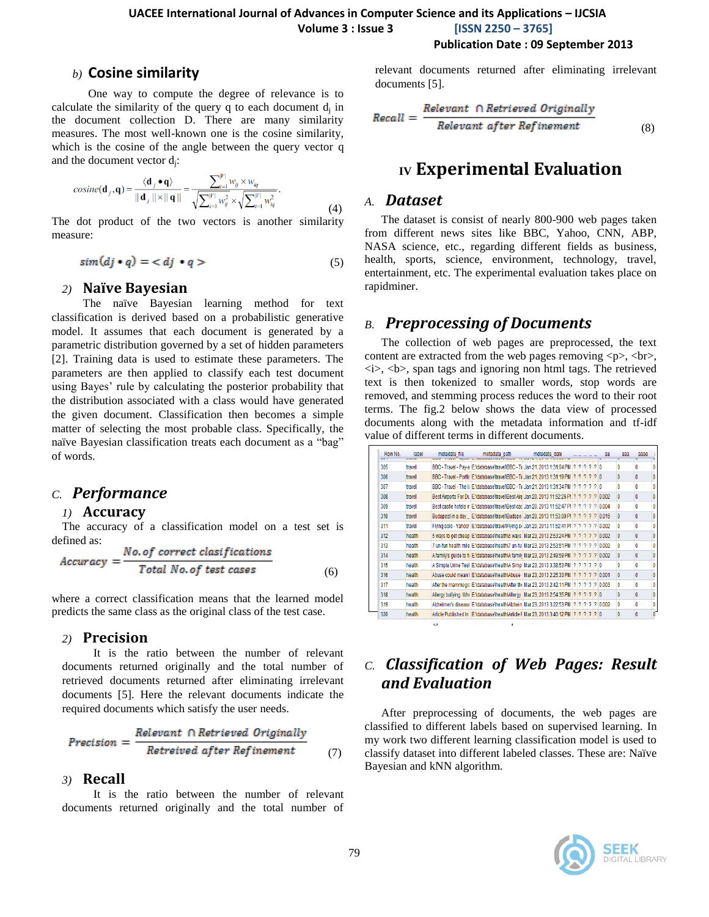*b)* **Cosine similarity**

One way to compute the degree of relevance is to calculate the similarity of the query q to each document $d_j$ in the document collection D. There are many similarity measures. The most well-known one is the cosine similarity, which is the cosine of the angle between the query vector q and the document vector $d_j$:

$$cosine(\mathbf{d}_j, \mathbf{q}) = \frac{\langle \mathbf{d}_j \bullet \mathbf{q} \rangle}{\|\mathbf{d}_j\| \times \|\mathbf{q}\|} = \frac{\sum_{i=1}^{|V|} w_{ij} \times w_{iq}}{\sqrt{\sum_{i=1}^{|V|} w_{ij}^2} \times \sqrt{\sum_{i=1}^{|V|} w_{iq}^2}}. \quad (4)$$

The dot product of the two vectors is another similarity measure:

$$sim(dj \bullet q) = < dj \bullet q > \quad (5)$$

*2)* **Naïve Bayesian**

The naïve Bayesian learning method for text classification is derived based on a probabilistic generative model. It assumes that each document is generated by a parametric distribution governed by a set of hidden parameters [2]. Training data is used to estimate these parameters. The parameters are then applied to classify each test document using Bayes' rule by calculating the posterior probability that the distribution associated with a class would have generated the given document. Classification then becomes a simple matter of selecting the most probable class. Specifically, the naïve Bayesian classification treats each document as a "bag" of words.

## *C.* *Performance*

*1)* **Accuracy**

The accuracy of a classification model on a test set is defined as:

$$Accuracy = \frac{No.of\ correct\ clasifications}{Total\ No.of\ test\ cases} \quad (6)$$

where a correct classification means that the learned model predicts the same class as the original class of the test case.

*2)* **Precision**

It is the ratio between the number of relevant documents returned originally and the total number of retrieved documents returned after eliminating irrelevant documents [5]. Here the relevant documents indicate the required documents which satisfy the user needs.

$$Precision = \frac{Relevant\ \cap Retrieved\ Originally}{Retreived\ after\ Refinement} \quad (7)$$

*3)* **Recall**

It is the ratio between the number of relevant documents returned originally and the total number of relevant documents returned after eliminating irrelevant documents [5].

$$Recall = \frac{Relevant\ \cap Retrieved\ Originally}{Relevant\ after\ Refinement} \quad (8)$$

# IV Experimental Evaluation

## *A.* *Dataset*

The dataset is consist of nearly 800-900 web pages taken from different news sites like BBC, Yahoo, CNN, ABP, NASA science, etc., regarding different fields as business, health, sports, science, environment, technology, travel, entertainment, etc. The experimental evaluation takes place on rapidminer.

## *B.* *Preprocessing of Documents*

The collection of web pages are preprocessed, the text content are extracted from the web pages removing <p>, <br>, <i>, <b>, span tags and ignoring non html tags. The retrieved text is then tokenized to smaller words, stop words are removed, and stemming process reduces the word to their root terms. The fig.2 below shows the data view of processed documents along with the metadata information and tf-idf value of different terms in different documents.

| Row No. | label | metadata_file | metadata_path | metadata_date | ... | aa | aaa | aaae |
|---|---|---|---|---|---|---|---|---|
| 305 | travel | BBC - Travel - Pay-a | E:\database\travel\BBC - Tr | Jan 21, 2013 1:31:04 PM | ? ? ? ? ? 0 | 0 | 0 | 0 |
| 306 | travel | BBC - Travel - Portl | E:\database\travel\BBC - Tr | Jan 21, 2013 1:31:19 PM | ? ? ? ? ? 0 | 0 | 0 | 0 |
| 307 | travel | BBC - Travel - The l | E:\database\travel\BBC - Tr | Jan 21, 2013 1:31:34 PM | ? ? ? ? ? 0 | 0 | 0 | 0 |
| 308 | travel | Best Airports For Du | E:\database\travel\Best Air | Jan 20, 2013 11:52:26 PM | ? ? ? ? ? 0.002 | 0 | 0 | 0 |
| 309 | travel | Best castle hotels ir | E:\database\travel\Best cas | Jan 20, 2013 11:52:47 PM | ? ? ? ? ? 0.004 | 0 | 0 | 0 |
| 310 | travel | Budapest in a day _ | E:\database\travel\Budape | Jan 20, 2013 11:53:00 PM | ? ? ? ? ? 0.016 | 0 | 0 | 0 |
| 311 | travel | Flying solo - Yahoo! | E:\database\travel\Flying s | Jan 20, 2013 11:52:41 PM | ? ? ? ? ? 0.002 | 0 | 0 | 0 |
| 312 | health | 5 ways to get cheap | E:\database\health\5 ways | Mar 23, 2013 2:53:24 PM | ? ? ? ? ? 0.002 | 0 | 0 | 0 |
| 313 | health | 7 un-fun health mile | E:\database\health\7 un-fu | Mar 23, 2013 2:53:51 PM | ? ? ? ? ? 0.002 | 0 | 0 | 0 |
| 314 | health | A family's guide to h | E:\database\health\A famil | Mar 23, 2013 2:49:59 PM | ? ? ? ? ? 0.002 | 0 | 0 | 0 |
| 315 | health | A Simple Urine Test | E:\database\health\A Simp | Mar 23, 2013 3:38:53 PM | ? ? ? ? ? 0 | 0 | 0 | 0 |
| 316 | health | Abuse could mean l | E:\database\health\Abuse | Mar 23, 2013 2:25:33 PM | ? ? ? ? ? 0.001 | 0 | 0 | 0 |
| 317 | health | After the mammogr | E:\database\health\After th | Mar 23, 2013 2:42:11 PM | ? ? ? ? ? 0.003 | 0 | 0 | 0 |
| 318 | health | Allergy bullying Wh | E:\database\health\Allergy | Mar 23, 2013 2:54:35 PM | ? ? ? ? ? 0 | 0 | 0 | 0 |
| 319 | health | Alzheimer's disease | E:\database\health\Alzhein | Mar 23, 2013 3:22:53 PM | ? ? ? ? ? 0.002 | 0 | 0 | 0 |
| 320 | health | Article Published In | E:\database\health\Article F | Mar 23, 2013 3:40:12 PM | ? ? ? ? ? 0 | 0 | 0 | 0 |

## *C.* *Classification of Web Pages: Result and Evaluation*

After preprocessing of documents, the web pages are classified to different labels based on supervised learning. In my work two different learning classification model is used to classify dataset into different labeled classes. These are: Naïve Bayesian and kNN algorithm.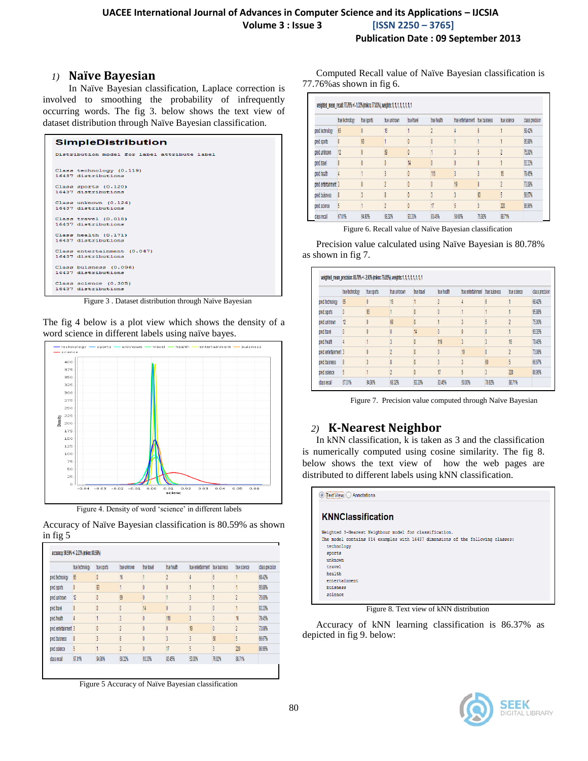### 1) Naïve Bayesian

In Naïve Bayesian classification, Laplace correction is involved to smoothing the probability of infrequently occurring words. The fig 3. below shows the text view of dataset distribution through Naïve Bayesian classification.

```
SimpleDistribution
Distribution model for label attribute label

Class technology (0.119)
16437 distributions

Class sports (0.120)
16437 distributions

Class unknown (0.124)
16437 distributions

Class travel (0.018)
16437 distributions

Class health (0.171)
16437 distributions

Class entertainment (0.047)
16437 distributions

Class buisness (0.096)
16437 distributions

Class science (0.305)
16437 distributions
```

Figure 3 . Dataset distribution through Naïve Bayesian

The fig 4 below is a plot view which shows the density of a word science in different labels using naïve bayes.

Figure 4. Density of word 'science' in different labels

Accuracy of Naïve Bayesian classification is 80.59% as shown in fig 5

accuracy: 80.59% +/- 2.23% (mikro: 80.59%)

| | true technology | true sports | true unknown | true travel | true health | true entertainment | true buisness | true science | class precision |
|---|---|---|---|---|---|---|---|---|---|
| pred. technology | 65 | 0 | 16 | 1 | 2 | 4 | 6 | 1 | 68.42% |
| pred. sports | 0 | 93 | 1 | 0 | 0 | 1 | 1 | 1 | 95.88% |
| pred. unknown | 12 | 0 | 69 | 0 | 1 | 3 | 5 | 2 | 75.00% |
| pred. travel | 0 | 0 | 0 | 14 | 0 | 0 | 0 | 1 | 93.33% |
| pred. health | 4 | 1 | 3 | 0 | 116 | 3 | 3 | 16 | 78.45% |
| pred. entertainment | 3 | 0 | 2 | 0 | 0 | 19 | 0 | 2 | 73.08% |
| pred. buisness | 8 | 3 | 8 | 0 | 3 | 3 | 60 | 5 | 66.67% |
| pred. science | 5 | 1 | 2 | 0 | 17 | 5 | 3 | 220 | 86.96% |
| class recall | 67.01% | 94.90% | 68.32% | 93.33% | 83.45% | 50.00% | 76.92% | 88.71% | |

Figure 5 Accuracy of Naïve Bayesian classification

Computed Recall value of Naïve Bayesian classification is 77.76%as shown in fig 6.

weighted_mean_recall: 77.76% +/- 1.13% (mikro: 77.83%), weights: 1, 1, 1, 1, 1, 1, 1, 1

| | true technology | true sports | true unknown | true travel | true health | true entertainment | true buisness | true science | class precision |
|---|---|---|---|---|---|---|---|---|---|
| pred. technology | 65 | 0 | 16 | 1 | 2 | 4 | 6 | 1 | 68.42% |
| pred. sports | 0 | 93 | 1 | 0 | 0 | 1 | 1 | 1 | 95.88% |
| pred. unknown | 12 | 0 | 69 | 0 | 1 | 3 | 5 | 2 | 75.00% |
| pred. travel | 0 | 0 | 0 | 14 | 0 | 0 | 0 | 1 | 93.33% |
| pred. health | 4 | 1 | 3 | 0 | 116 | 3 | 3 | 16 | 78.45% |
| pred. entertainment | 3 | 0 | 2 | 0 | 0 | 19 | 0 | 2 | 73.08% |
| pred. buisness | 8 | 3 | 8 | 0 | 3 | 3 | 60 | 5 | 66.67% |
| pred. science | 5 | 1 | 2 | 0 | 17 | 5 | 3 | 220 | 86.96% |
| class recall | 67.01% | 94.90% | 68.32% | 93.33% | 83.45% | 50.00% | 76.92% | 88.71% | |

Figure 6. Recall value of Naïve Bayesian classification

Precision value calculated using Naïve Bayesian is 80.78% as shown in fig 7.

weighted_mean_precision: 80.78% +/- 2.93% (mikro: 79.85%), weights: 1, 1, 1, 1, 1, 1, 1, 1

| | true technology | true sports | true unknown | true travel | true health | true entertainment | true buisness | true science | class precision |
|---|---|---|---|---|---|---|---|---|---|
| pred. technology | 65 | 0 | 16 | 1 | 2 | 4 | 6 | 1 | 68.42% |
| pred. sports | 0 | 93 | 1 | 0 | 0 | 1 | 1 | 1 | 95.88% |
| pred. unknown | 12 | 0 | 69 | 0 | 1 | 3 | 5 | 2 | 75.00% |
| pred. travel | 0 | 0 | 0 | 14 | 0 | 0 | 0 | 1 | 93.33% |
| pred. health | 4 | 1 | 3 | 0 | 116 | 3 | 3 | 16 | 78.45% |
| pred. entertainment | 3 | 0 | 2 | 0 | 0 | 19 | 0 | 2 | 73.08% |
| pred. buisness | 8 | 3 | 8 | 0 | 3 | 3 | 60 | 5 | 66.67% |
| pred. science | 5 | 1 | 2 | 0 | 17 | 5 | 3 | 220 | 86.96% |
| class recall | 67.01% | 94.90% | 68.32% | 93.33% | 83.45% | 50.00% | 76.92% | 88.71% | |

Figure 7. Precision value computed through Naïve Bayesian

### 2) K-Nearest Neighbor

In kNN classification, k is taken as 3 and the classification is numerically computed using cosine similarity. The fig 8. below shows the text view of how the web pages are distributed to different labels using kNN classification.

```
KNNClassification

Weighted 3-Nearest Neighbour model for classification.
The model contains 814 examples with 16437 dimensions of the following classes:
  technology
  sports
  unknown
  travel
  health
  entertainment
  buisness
  science
```

Figure 8. Text view of kNN distribution

Accuracy of kNN learning classification is 86.37% as depicted in fig 9. below: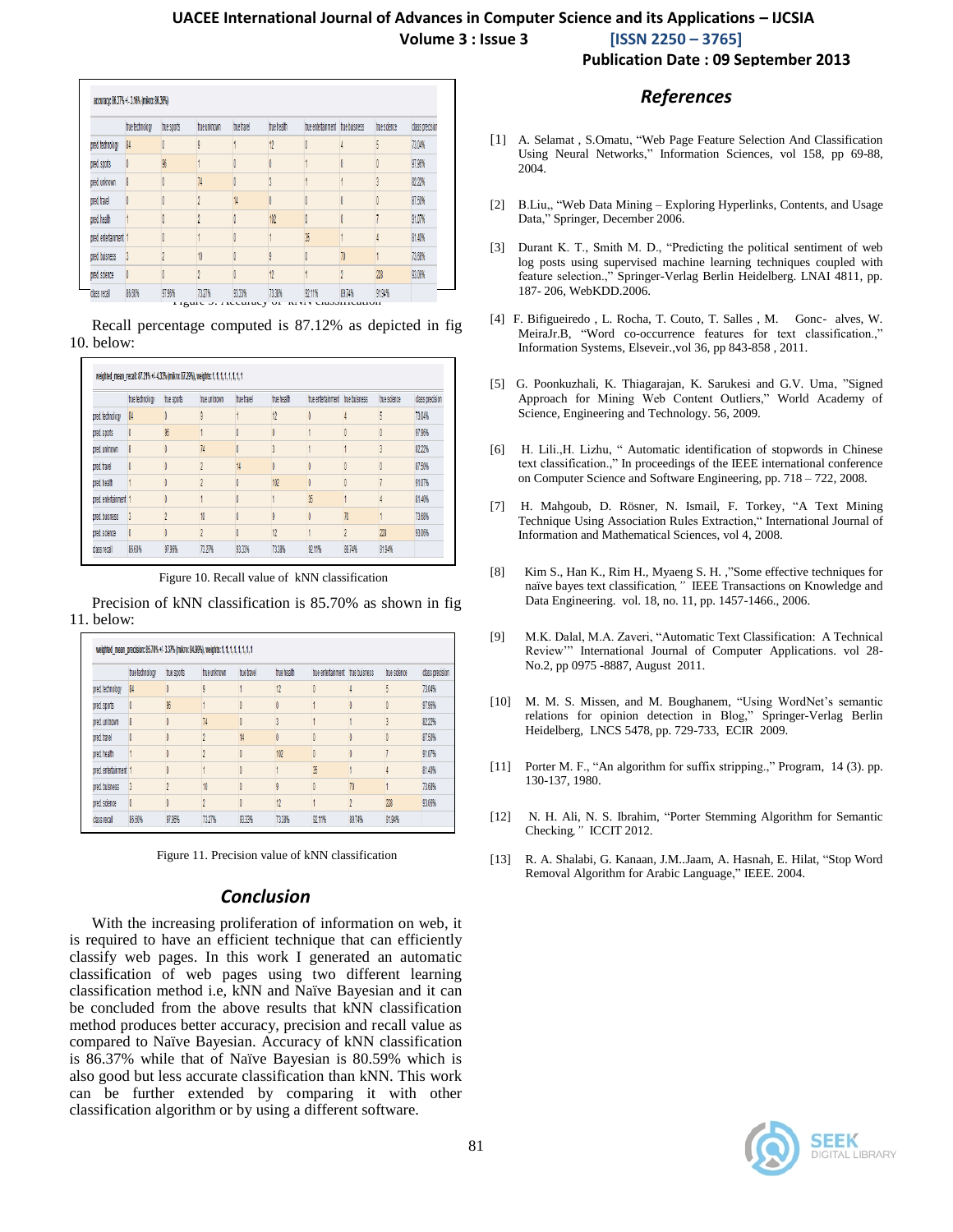accuracy: 86.37% +/- 3.16% (mikro: 86.36%)

| | true technology | true sports | true unknown | true travel | true health | true entertainment | true business | true science | class precision |
|---|---|---|---|---|---|---|---|---|---|
| pred. technology | 84 | 0 | 9 | 1 | 12 | 0 | 4 | 5 | 73.04% |
| pred. sports | 0 | 96 | 1 | 0 | 0 | 1 | 0 | 0 | 97.96% |
| pred. unknown | 0 | 0 | 74 | 0 | 3 | 1 | 1 | 3 | 82.22% |
| pred. travel | 0 | 0 | 2 | 14 | 0 | 0 | 0 | 0 | 87.50% |
| pred. health | 1 | 0 | 2 | 0 | 102 | 0 | 0 | 7 | 91.07% |
| pred. entertainment | 1 | 0 | 1 | 0 | 1 | 35 | 1 | 4 | 81.40% |
| pred. business | 3 | 2 | 10 | 0 | 9 | 0 | 70 | 1 | 73.68% |
| pred. science | 0 | 0 | 2 | 0 | 12 | 1 | 2 | 220 | 93.06% |
| class recall | 94.38% | 97.96% | 73.27% | 93.33% | 73.38% | 92.11% | 89.74% | 91.94% | |

Figure 9. Accuracy of kNN classification

Recall percentage computed is 87.12% as depicted in fig 10. below:

weighted_mean_recall: 87.21% +/- 4.33% (mikro: 87.29%), weights: 1, 1, 1, 1, 1, 1, 1, 1

| | true technology | true sports | true unknown | true travel | true health | true entertainment | true business | true science | class precision |
|---|---|---|---|---|---|---|---|---|---|
| pred. technology | 84 | 0 | 9 | 1 | 12 | 0 | 4 | 5 | 73.04% |
| pred. sports | 0 | 96 | 1 | 0 | 0 | 1 | 0 | 0 | 97.96% |
| pred. unknown | 0 | 0 | 74 | 0 | 3 | 1 | 1 | 3 | 82.22% |
| pred. travel | 0 | 0 | 2 | 14 | 0 | 0 | 0 | 0 | 87.50% |
| pred. health | 1 | 0 | 2 | 0 | 102 | 0 | 0 | 7 | 91.07% |
| pred. entertainment | 1 | 0 | 1 | 0 | 1 | 35 | 1 | 4 | 81.40% |
| pred. business | 3 | 2 | 10 | 0 | 9 | 0 | 70 | 1 | 73.68% |
| pred. science | 0 | 0 | 2 | 0 | 12 | 1 | 2 | 220 | 93.06% |
| class recall | 94.38% | 97.96% | 73.27% | 93.33% | 73.38% | 92.11% | 89.74% | 91.94% | |

Figure 10. Recall value of kNN classification

Precision of kNN classification is 85.70% as shown in fig 11. below:

weighted_mean_precision: 85.70% +/- 3.37% (mikro: 84.99%), weights: 1, 1, 1, 1, 1, 1, 1, 1

| | true technology | true sports | true unknown | true travel | true health | true entertainment | true business | true science | class precision |
|---|---|---|---|---|---|---|---|---|---|
| pred. technology | 84 | 0 | 9 | 1 | 12 | 0 | 4 | 5 | 73.04% |
| pred. sports | 0 | 96 | 1 | 0 | 0 | 1 | 0 | 0 | 97.96% |
| pred. unknown | 0 | 0 | 74 | 0 | 3 | 1 | 1 | 3 | 82.22% |
| pred. travel | 0 | 0 | 2 | 14 | 0 | 0 | 0 | 0 | 87.50% |
| pred. health | 1 | 0 | 2 | 0 | 102 | 0 | 0 | 7 | 91.07% |
| pred. entertainment | 1 | 0 | 1 | 0 | 1 | 35 | 1 | 4 | 81.40% |
| pred. business | 3 | 2 | 10 | 0 | 9 | 0 | 70 | 1 | 73.68% |
| pred. science | 0 | 0 | 2 | 0 | 12 | 1 | 2 | 220 | 93.06% |
| class recall | 94.38% | 97.96% | 73.27% | 93.33% | 73.38% | 92.11% | 89.74% | 91.94% | |

Figure 11. Precision value of kNN classification

## Conclusion

With the increasing proliferation of information on web, it is required to have an efficient technique that can efficiently classify web pages. In this work I generated an automatic classification of web pages using two different learning classification method i.e, kNN and Naïve Bayesian and it can be concluded from the above results that kNN classification method produces better accuracy, precision and recall value as compared to Naïve Bayesian. Accuracy of kNN classification is 86.37% while that of Naïve Bayesian is 80.59% which is also good but less accurate classification than kNN. This work can be further extended by comparing it with other classification algorithm or by using a different software.

## References

[1] A. Selamat , S.Omatu, "Web Page Feature Selection And Classification Using Neural Networks," Information Sciences, vol 158, pp 69-88, 2004.

[2] B.Liu,, "Web Data Mining – Exploring Hyperlinks, Contents, and Usage Data," Springer, December 2006.

[3] Durant K. T., Smith M. D., "Predicting the political sentiment of web log posts using supervised machine learning techniques coupled with feature selection.," Springer-Verlag Berlin Heidelberg. LNAI 4811, pp. 187- 206, WebKDD.2006.

[4] F. Bifigueiredo , L. Rocha, T. Couto, T. Salles , M. Gonc- alves, W. MeiraJr.B, "Word co-occurrence features for text classification.," Information Systems, Elseveir.,vol 36, pp 843-858 , 2011.

[5] G. Poonkuzhali, K. Thiagarajan, K. Sarukesi and G.V. Uma, "Signed Approach for Mining Web Content Outliers," World Academy of Science, Engineering and Technology. 56, 2009.

[6] H. Lili.,H. Lizhu, " Automatic identification of stopwords in Chinese text classification.," In proceedings of the IEEE international conference on Computer Science and Software Engineering, pp. 718 – 722, 2008.

[7] H. Mahgoub, D. Rösner, N. Ismail, F. Torkey, "A Text Mining Technique Using Association Rules Extraction," International Journal of Information and Mathematical Sciences, vol 4, 2008.

[8] Kim S., Han K., Rim H., Myaeng S. H. ,"Some effective techniques for naïve bayes text classification," IEEE Transactions on Knowledge and Data Engineering. vol. 18, no. 11, pp. 1457-1466., 2006.

[9] M.K. Dalal, M.A. Zaveri, "Automatic Text Classification: A Technical Review"' International Journal of Computer Applications. vol 28-No.2, pp 0975 -8887, August 2011.

[10] M. M. S. Missen, and M. Boughanem, "Using WordNet's semantic relations for opinion detection in Blog," Springer-Verlag Berlin Heidelberg, LNCS 5478, pp. 729-733, ECIR 2009.

[11] Porter M. F., "An algorithm for suffix stripping.," Program, 14 (3). pp. 130-137, 1980.

[12] N. H. Ali, N. S. Ibrahim, "Porter Stemming Algorithm for Semantic Checking," ICCIT 2012.

[13] R. A. Shalabi, G. Kanaan, J.M..Jaam, A. Hasnah, E. Hilat, "Stop Word Removal Algorithm for Arabic Language," IEEE. 2004.